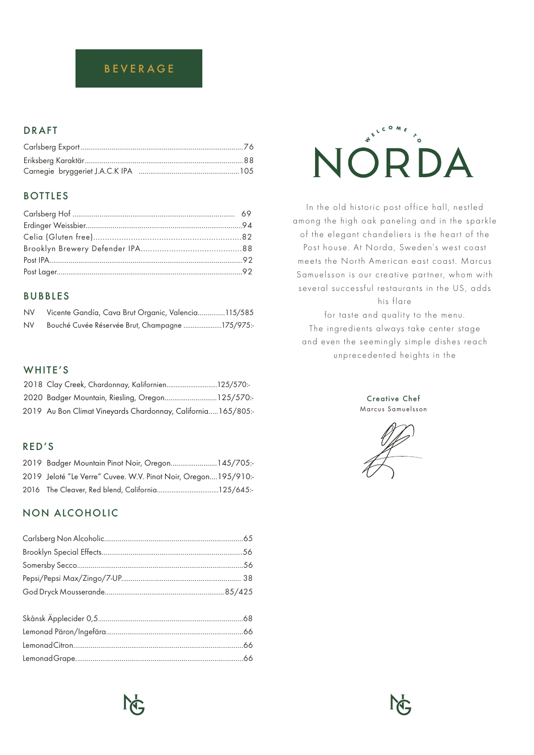# BEVERAGE

## DRAFT

- Carlsberg Export .......... 76
- Eriksberg Karaktär .......... 88
- Carnegie bryggeriet J.A.C.K IPA .......... 105

## BOTTLES

- Carlsberg Hof .......... 69
- Erdinger Weissbier .......... 94
- Celia (Gluten free) .......... 82
- Brooklyn Brewery Defender IPA .......... 88
- Post IPA .......... 92
- Post Lager .......... 92

## BUBBLES

- NV Vicente Gandía, Cava Brut Organic, Valencia .......... 115/585
- NV Bouché Cuvée Réservée Brut, Champagne .......... 175/975:-

## WHITE'S

- 2018 Clay Creek, Chardonnay, Kalifornien .......... 125/570:-
- 2020 Badger Mountain, Riesling, Oregon .......... 125/570:-
- 2019 Au Bon Climat Vineyards Chardonnay, California .......... 165/805:-

## RED'S

- 2019 Badger Mountain Pinot Noir, Oregon .......... 145/705:-
- 2019 Jeloté "Le Verre" Cuvee. W.V. Pinot Noir, Oregon .......... 195/910:-
- 2016 The Cleaver, Red blend, California .......... 125/645:-

## NON ALCOHOLIC

- Carlsberg Non Alcoholic .......... 65
- Brooklyn Special Effects .......... 56
- Somersby Secco .......... 56
- Pepsi/Pepsi Max/Zingo/7-UP .......... 38
- God Dryck Mousserande .......... 85/425

- Skånsk Äpplecider 0,5 .......... 68
- Lemonad Päron/Ingefära .......... 66
- Lemonad Citron .......... 66
- Lemonad Grape .......... 66

WELCOME TO

# NORDA

In the old historic post office hall, nestled among the high oak paneling and in the sparkle of the elegant chandeliers is the heart of the Post house. At Norda, Sweden's west coast meets the North American east coast. Marcus Samuelsson is our creative partner, whom with several successful restaurants in the US, adds his flare

for taste and quality to the menu.
The ingredients always take center stage and even the seemingly simple dishes reach unprecedented heights in the

**Creative Chef**
Marcus Samuelsson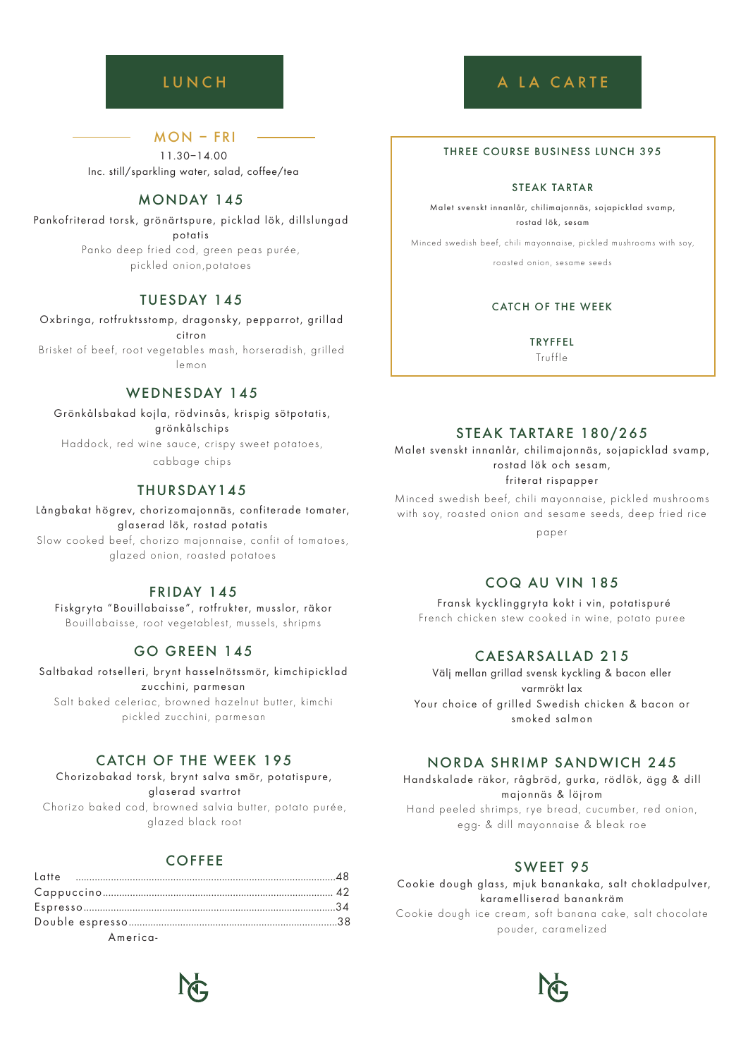## LUNCH

### MON – FRI

11.30–14.00

Inc. still/sparkling water, salad, coffee/tea

### MONDAY 145

Pankofriterad torsk, grönärtspure, picklad lök, dillslungad potatis

Panko deep fried cod, green peas purée, pickled onion,potatoes

### TUESDAY 145

Oxbringa, rotfruktsstomp, dragonsky, pepparrot, grillad citron

Brisket of beef, root vegetables mash, horseradish, grilled lemon

### WEDNESDAY 145

Grönkålsbakad kojla, rödvinsås, krispig sötpotatis, grönkålschips

Haddock, red wine sauce, crispy sweet potatoes, cabbage chips

### THURSDAY145

Långbakat högrev, chorizomajonnäs, confiterade tomater, glaserad lök, rostad potatis

Slow cooked beef, chorizo majonnaise, confit of tomatoes, glazed onion, roasted potatoes

### FRIDAY 145

Fiskgryta "Bouillabaisse", rotfrukter, musslor, räkor

Bouillabaisse, root vegetablest, mussels, shripms

### GO GREEN 145

Saltbakad rotselleri, brynt hasselnötssmör, kimchipicklad zucchini, parmesan

Salt baked celeriac, browned hazelnut butter, kimchi pickled zucchini, parmesan

### CATCH OF THE WEEK 195

Chorizobakad torsk, brynt salva smör, potatispure, glaserad svartrot

Chorizo baked cod, browned salvia butter, potato purée, glazed black root

### COFFEE

| | |
|---|---|
| Latte | 48 |
| Cappuccino | 42 |
| Espresso | 34 |
| Double espresso | 38 |

America-

## A LA CARTE

### THREE COURSE BUSINESS LUNCH 395

**STEAK TARTAR**

Malet svenskt innanlår, chilimajonnäs, sojapicklad svamp, rostad lök, sesam

Minced swedish beef, chili mayonnaise, pickled mushrooms with soy, roasted onion, sesame seeds

**CATCH OF THE WEEK**

**TRYFFEL**

Truffle

### STEAK TARTARE 180/265

Malet svenskt innanlår, chilimajonnäs, sojapicklad svamp, rostad lök och sesam, friterat rispapper

Minced swedish beef, chili mayonnaise, pickled mushrooms with soy, roasted onion and sesame seeds, deep fried rice paper

### COQ AU VIN 185

Fransk kycklinggryta kokt i vin, potatispuré

French chicken stew cooked in wine, potato puree

### CAESARSALLAD 215

Välj mellan grillad svensk kyckling & bacon eller varmrökt lax

Your choice of grilled Swedish chicken & bacon or smoked salmon

### NORDA SHRIMP SANDWICH 245

Handskalade räkor, rågbröd, gurka, rödlök, ägg & dill majonnäs & löjrom

Hand peeled shrimps, rye bread, cucumber, red onion, egg- & dill mayonnaise & bleak roe

### SWEET 95

Cookie dough glass, mjuk banankaka, salt chokladpulver, karamelliserad banankräm

Cookie dough ice cream, soft banana cake, salt chocolate pouder, caramelized